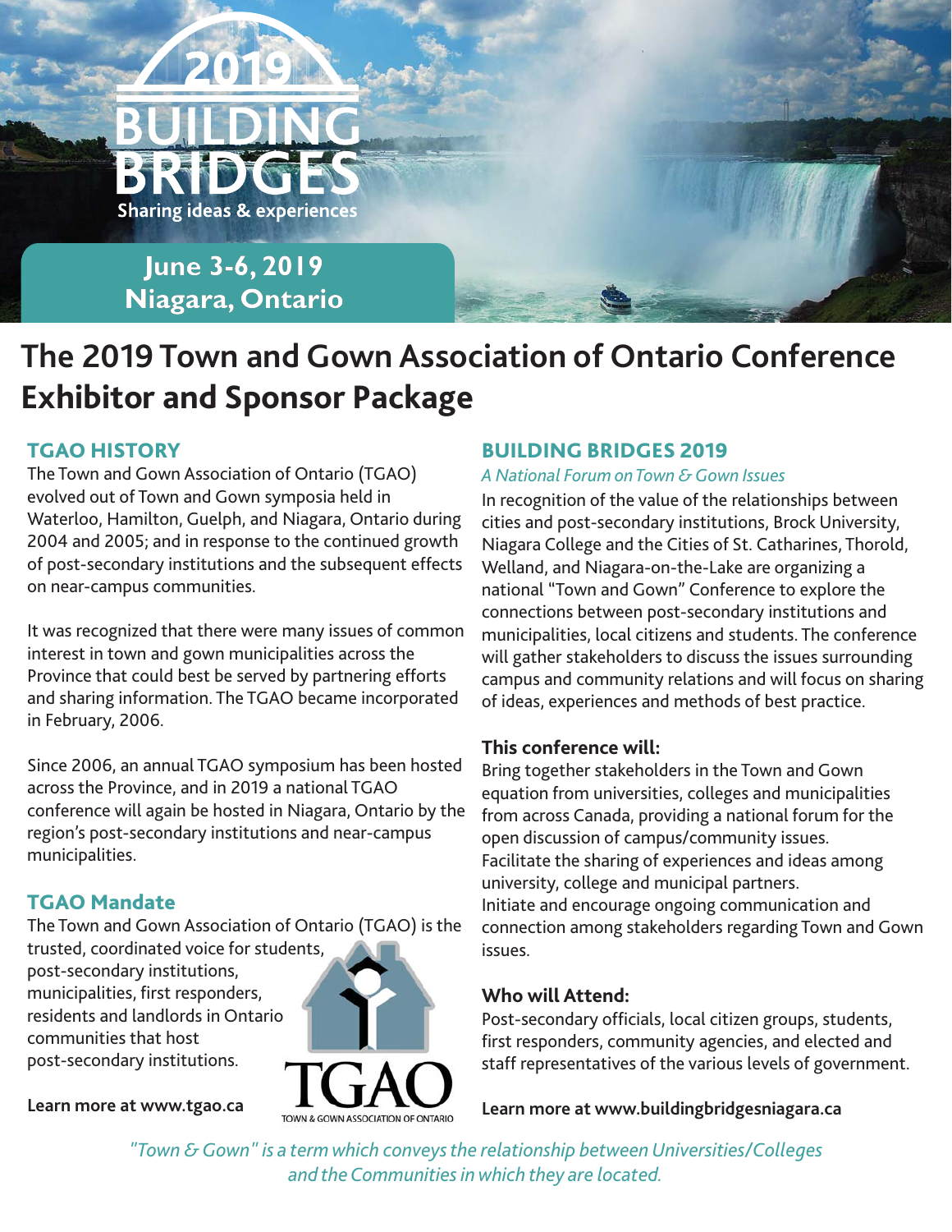# 2019 BUILDING BRIDGES

Sharing ideas & experiences

**June 3-6, 2019**
**Niagara, Ontario**

# The 2019 Town and Gown Association of Ontario Conference Exhibitor and Sponsor Package

## TGAO HISTORY

The Town and Gown Association of Ontario (TGAO) evolved out of Town and Gown symposia held in Waterloo, Hamilton, Guelph, and Niagara, Ontario during 2004 and 2005; and in response to the continued growth of post-secondary institutions and the subsequent effects on near-campus communities.

It was recognized that there were many issues of common interest in town and gown municipalities across the Province that could best be served by partnering efforts and sharing information. The TGAO became incorporated in February, 2006.

Since 2006, an annual TGAO symposium has been hosted across the Province, and in 2019 a national TGAO conference will again be hosted in Niagara, Ontario by the region's post-secondary institutions and near-campus municipalities.

## TGAO Mandate

The Town and Gown Association of Ontario (TGAO) is the trusted, coordinated voice for students, post-secondary institutions, municipalities, first responders, residents and landlords in Ontario communities that host post-secondary institutions.

**Learn more at www.tgao.ca**

TGAO
TOWN & GOWN ASSOCIATION OF ONTARIO

## BUILDING BRIDGES 2019

*A National Forum on Town & Gown Issues*

In recognition of the value of the relationships between cities and post-secondary institutions, Brock University, Niagara College and the Cities of St. Catharines, Thorold, Welland, and Niagara-on-the-Lake are organizing a national "Town and Gown" Conference to explore the connections between post-secondary institutions and municipalities, local citizens and students. The conference will gather stakeholders to discuss the issues surrounding campus and community relations and will focus on sharing of ideas, experiences and methods of best practice.

### This conference will:

Bring together stakeholders in the Town and Gown equation from universities, colleges and municipalities from across Canada, providing a national forum for the open discussion of campus/community issues.
Facilitate the sharing of experiences and ideas among university, college and municipal partners.
Initiate and encourage ongoing communication and connection among stakeholders regarding Town and Gown issues.

### Who will Attend:

Post-secondary officials, local citizen groups, students, first responders, community agencies, and elected and staff representatives of the various levels of government.

**Learn more at www.buildingbridgesniagara.ca**

*"Town & Gown" is a term which conveys the relationship between Universities/Colleges and the Communities in which they are located.*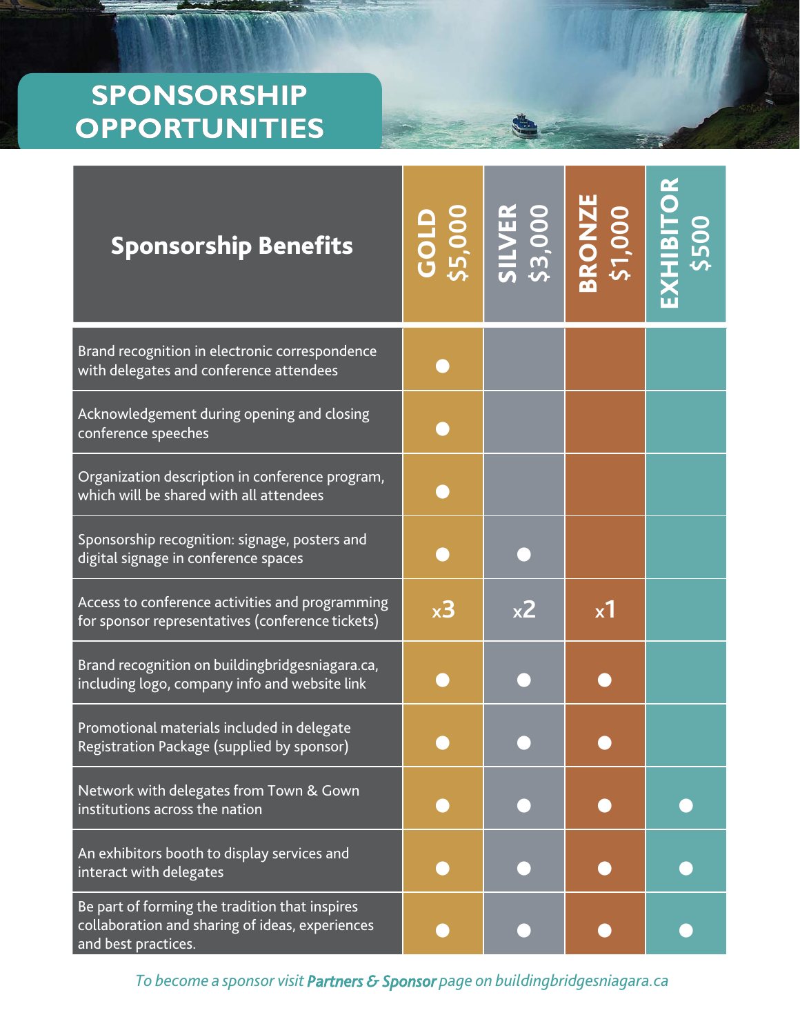# SPONSORSHIP OPPORTUNITIES

| Sponsorship Benefits | GOLD $5,000 | SILVER $3,000 | BRONZE $1,000 | EXHIBITOR $500 |
|---|---|---|---|---|
| Brand recognition in electronic correspondence with delegates and conference attendees | ● | | | |
| Acknowledgement during opening and closing conference speeches | ● | | | |
| Organization description in conference program, which will be shared with all attendees | ● | | | |
| Sponsorship recognition: signage, posters and digital signage in conference spaces | ● | ● | | |
| Access to conference activities and programming for sponsor representatives (conference tickets) | x3 | x2 | x1 | |
| Brand recognition on buildingbridgesniagara.ca, including logo, company info and website link | ● | ● | ● | |
| Promotional materials included in delegate Registration Package (supplied by sponsor) | ● | ● | ● | |
| Network with delegates from Town & Gown institutions across the nation | ● | ● | ● | ● |
| An exhibitors booth to display services and interact with delegates | ● | ● | ● | ● |
| Be part of forming the tradition that inspires collaboration and sharing of ideas, experiences and best practices. | ● | ● | ● | ● |

*To become a sponsor visit **Partners & Sponsor** page on buildingbridgesniagara.ca*